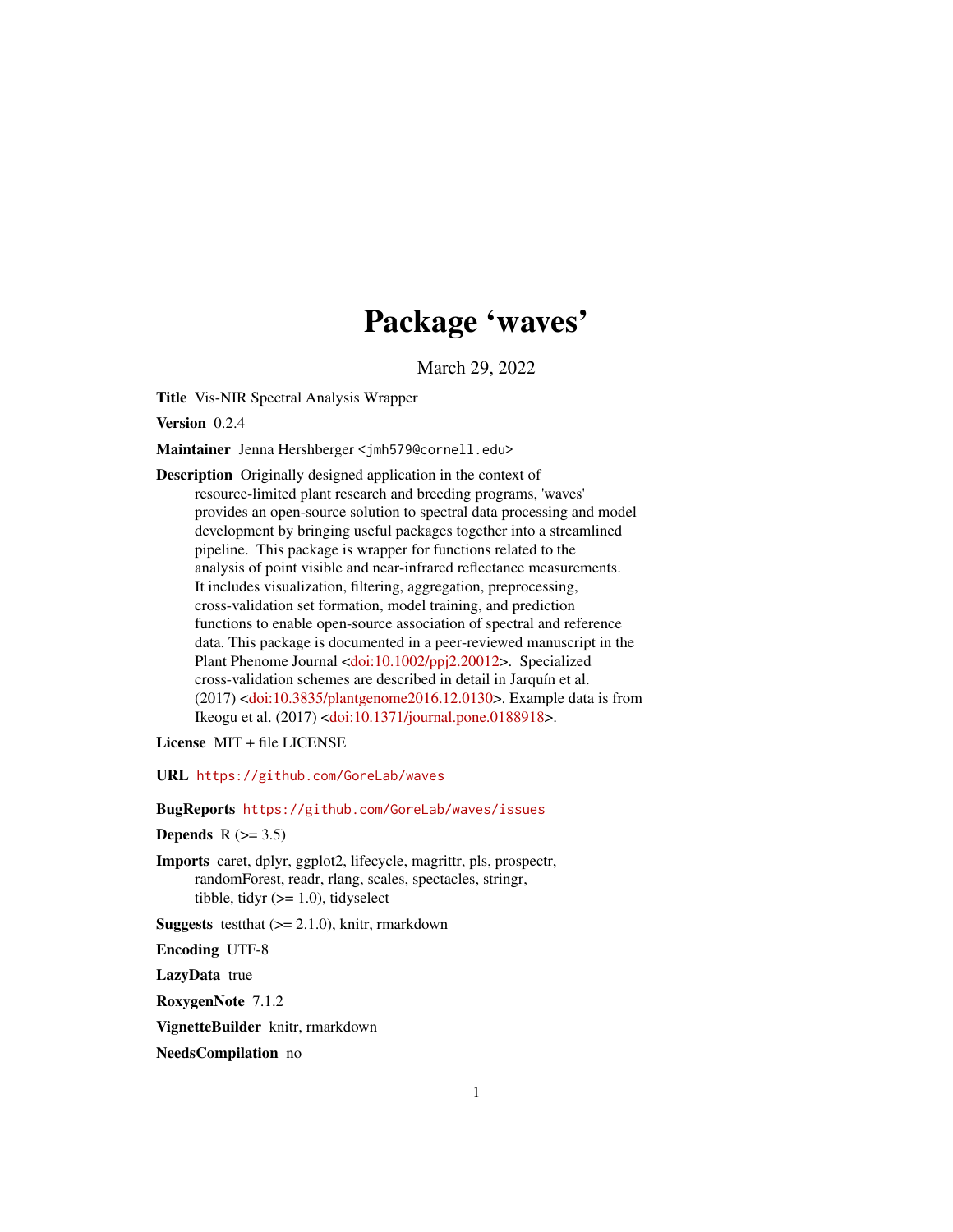# Package 'waves'

March 29, 2022

**Title** Vis-NIR Spectral Analysis Wrapper

**Version** 0.2.4

**Maintainer** Jenna Hershberger <jmh579@cornell.edu>

**Description** Originally designed application in the context of resource-limited plant research and breeding programs, 'waves' provides an open-source solution to spectral data processing and model development by bringing useful packages together into a streamlined pipeline. This package is wrapper for functions related to the analysis of point visible and near-infrared reflectance measurements. It includes visualization, filtering, aggregation, preprocessing, cross-validation set formation, model training, and prediction functions to enable open-source association of spectral and reference data. This package is documented in a peer-reviewed manuscript in the Plant Phenome Journal <doi:10.1002/ppj2.20012>. Specialized cross-validation schemes are described in detail in Jarquín et al. (2017) <doi:10.3835/plantgenome2016.12.0130>. Example data is from Ikeogu et al. (2017) <doi:10.1371/journal.pone.0188918>.

**License** MIT + file LICENSE

**URL** https://github.com/GoreLab/waves

**BugReports** https://github.com/GoreLab/waves/issues

**Depends** R (>= 3.5)

**Imports** caret, dplyr, ggplot2, lifecycle, magrittr, pls, prospectr, randomForest, readr, rlang, scales, spectacles, stringr, tibble, tidyr (>= 1.0), tidyselect

**Suggests** testthat (>= 2.1.0), knitr, rmarkdown

**Encoding** UTF-8

**LazyData** true

**RoxygenNote** 7.1.2

**VignetteBuilder** knitr, rmarkdown

**NeedsCompilation** no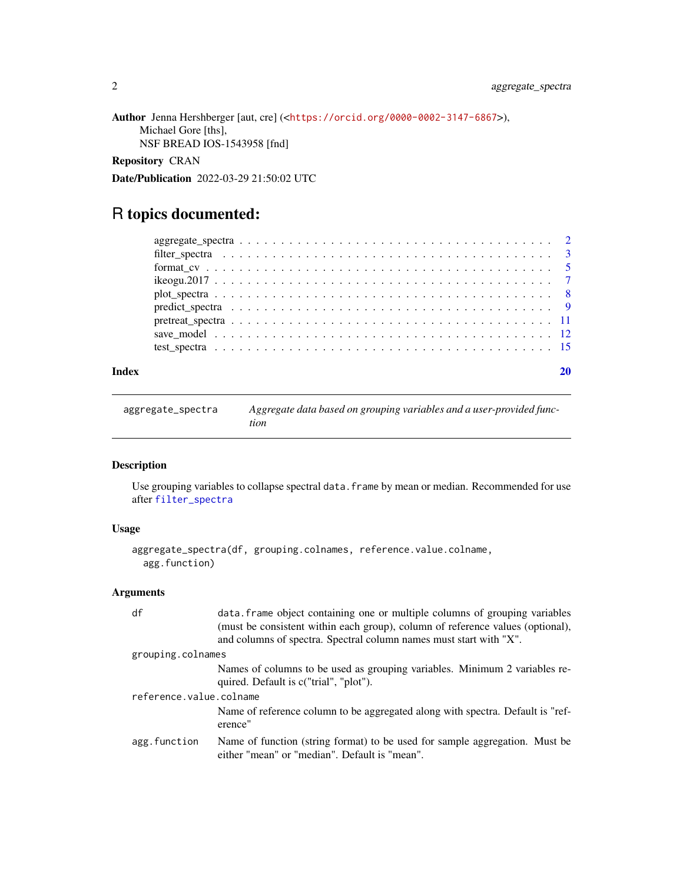**Author** Jenna Hershberger [aut, cre] (<https://orcid.org/0000-0002-3147-6867>),
Michael Gore [ths],
NSF BREAD IOS-1543958 [fnd]

**Repository** CRAN

**Date/Publication** 2022-03-29 21:50:02 UTC

# R topics documented:

| | |
|---|---|
| aggregate_spectra | 2 |
| filter_spectra | 3 |
| format_cv | 5 |
| ikeogu.2017 | 7 |
| plot_spectra | 8 |
| predict_spectra | 9 |
| pretreat_spectra | 11 |
| save_model | 12 |
| test_spectra | 15 |
| **Index** | **20** |

---

`aggregate_spectra` *Aggregate data based on grouping variables and a user-provided function*

---

### Description

Use grouping variables to collapse spectral `data.frame` by mean or median. Recommended for use after `filter_spectra`

### Usage

```
aggregate_spectra(df, grouping.colnames, reference.value.colname,
  agg.function)
```

### Arguments

| | |
|---|---|
| `df` | `data.frame` object containing one or multiple columns of grouping variables (must be consistent within each group), column of reference values (optional), and columns of spectra. Spectral column names must start with "X". |
| `grouping.colnames` | Names of columns to be used as grouping variables. Minimum 2 variables required. Default is c("trial", "plot"). |
| `reference.value.colname` | Name of reference column to be aggregated along with spectra. Default is "reference" |
| `agg.function` | Name of function (string format) to be used for sample aggregation. Must be either "mean" or "median". Default is "mean". |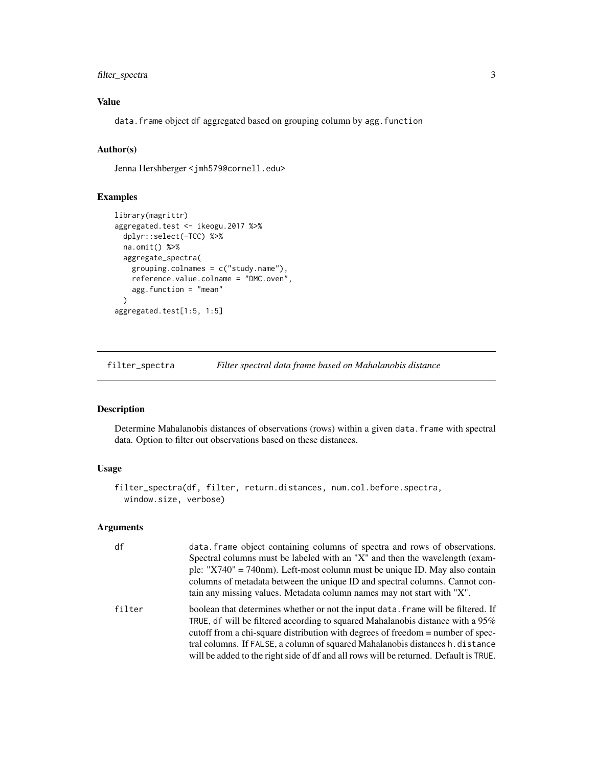## Value

data.frame object df aggregated based on grouping column by agg.function

## Author(s)

Jenna Hershberger <jmh579@cornell.edu>

## Examples

```
library(magrittr)
aggregated.test <- ikeogu.2017 %>%
  dplyr::select(-TCC) %>%
  na.omit() %>%
  aggregate_spectra(
    grouping.colnames = c("study.name"),
    reference.value.colname = "DMC.oven",
    agg.function = "mean"
  )
aggregated.test[1:5, 1:5]
```

---

# filter_spectra    *Filter spectral data frame based on Mahalanobis distance*

---

## Description

Determine Mahalanobis distances of observations (rows) within a given data.frame with spectral data. Option to filter out observations based on these distances.

## Usage

```
filter_spectra(df, filter, return.distances, num.col.before.spectra,
  window.size, verbose)
```

## Arguments

| | |
|---|---|
| df | data.frame object containing columns of spectra and rows of observations. Spectral columns must be labeled with an "X" and then the wavelength (example: "X740" = 740nm). Left-most column must be unique ID. May also contain columns of metadata between the unique ID and spectral columns. Cannot contain any missing values. Metadata column names may not start with "X". |
| filter | boolean that determines whether or not the input data.frame will be filtered. If TRUE, df will be filtered according to squared Mahalanobis distance with a 95% cutoff from a chi-square distribution with degrees of freedom = number of spectral columns. If FALSE, a column of squared Mahalanobis distances h.distance will be added to the right side of df and all rows will be returned. Default is TRUE. |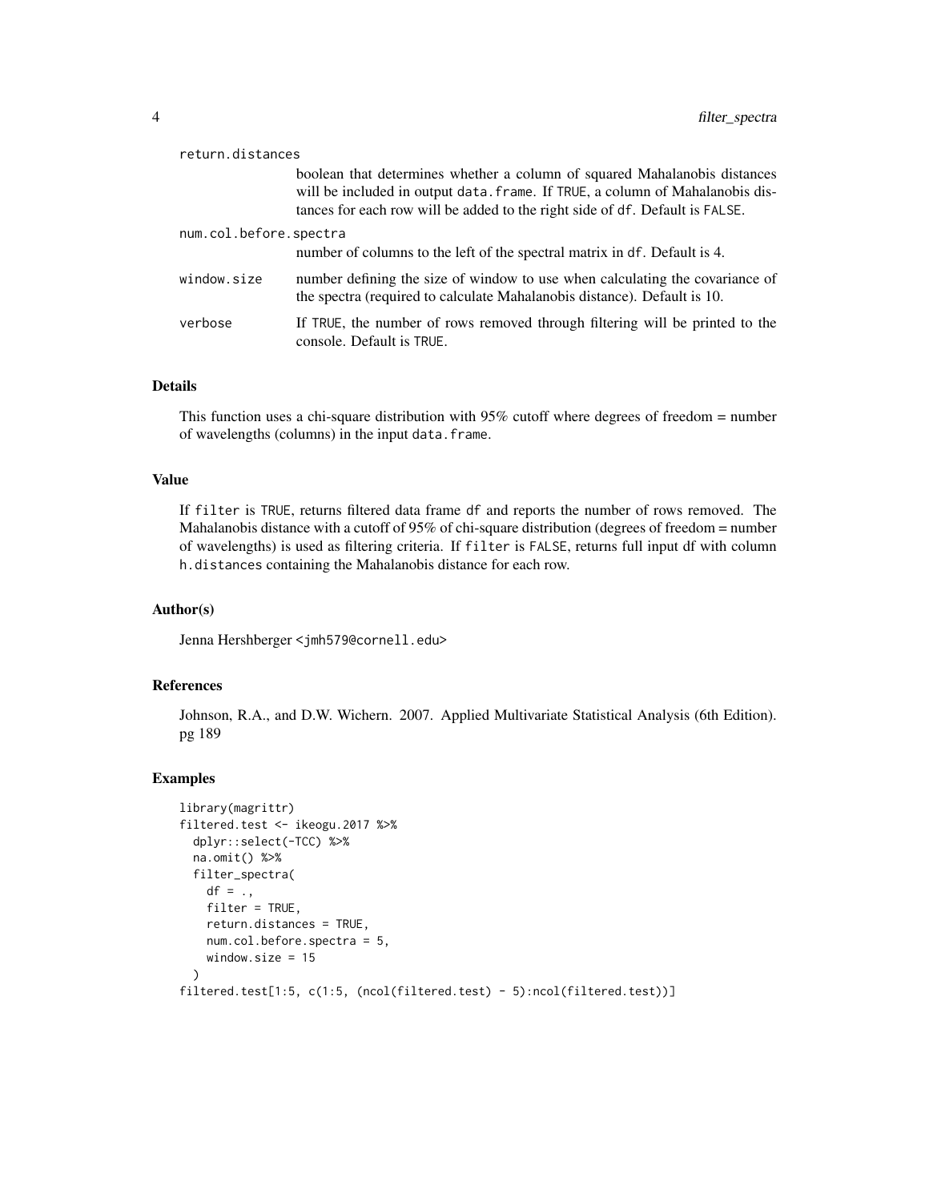return.distances
: boolean that determines whether a column of squared Mahalanobis distances will be included in output `data.frame`. If `TRUE`, a column of Mahalanobis distances for each row will be added to the right side of `df`. Default is `FALSE`.

num.col.before.spectra
: number of columns to the left of the spectral matrix in `df`. Default is 4.

window.size
: number defining the size of window to use when calculating the covariance of the spectra (required to calculate Mahalanobis distance). Default is 10.

verbose
: If `TRUE`, the number of rows removed through filtering will be printed to the console. Default is `TRUE`.

## Details

This function uses a chi-square distribution with 95% cutoff where degrees of freedom = number of wavelengths (columns) in the input `data.frame`.

## Value

If `filter` is `TRUE`, returns filtered data frame `df` and reports the number of rows removed. The Mahalanobis distance with a cutoff of 95% of chi-square distribution (degrees of freedom = number of wavelengths) is used as filtering criteria. If `filter` is `FALSE`, returns full input df with column `h.distances` containing the Mahalanobis distance for each row.

## Author(s)

Jenna Hershberger <jmh579@cornell.edu>

## References

Johnson, R.A., and D.W. Wichern. 2007. Applied Multivariate Statistical Analysis (6th Edition). pg 189

## Examples

```
library(magrittr)
filtered.test <- ikeogu.2017 %>%
  dplyr::select(-TCC) %>%
  na.omit() %>%
  filter_spectra(
    df = .,
    filter = TRUE,
    return.distances = TRUE,
    num.col.before.spectra = 5,
    window.size = 15
  )
filtered.test[1:5, c(1:5, (ncol(filtered.test) - 5):ncol(filtered.test))]
```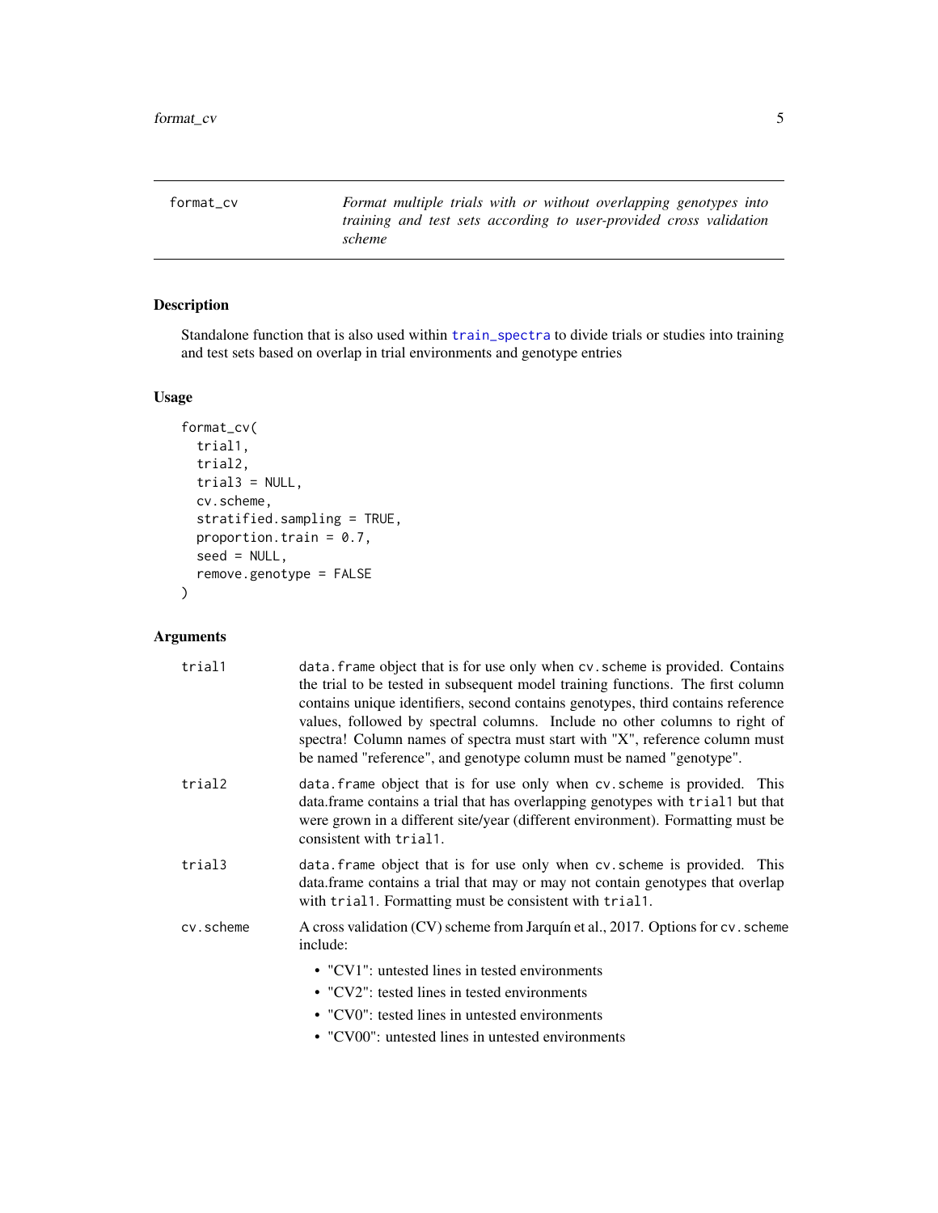## format_cv

*Format multiple trials with or without overlapping genotypes into training and test sets according to user-provided cross validation scheme*

### Description

Standalone function that is also used within train_spectra to divide trials or studies into training and test sets based on overlap in trial environments and genotype entries

### Usage

```
format_cv(
  trial1,
  trial2,
  trial3 = NULL,
  cv.scheme,
  stratified.sampling = TRUE,
  proportion.train = 0.7,
  seed = NULL,
  remove.genotype = FALSE
)
```

### Arguments

| | |
|---|---|
| trial1 | data.frame object that is for use only when cv.scheme is provided. Contains the trial to be tested in subsequent model training functions. The first column contains unique identifiers, second contains genotypes, third contains reference values, followed by spectral columns. Include no other columns to right of spectra! Column names of spectra must start with "X", reference column must be named "reference", and genotype column must be named "genotype". |
| trial2 | data.frame object that is for use only when cv.scheme is provided. This data.frame contains a trial that has overlapping genotypes with trial1 but that were grown in a different site/year (different environment). Formatting must be consistent with trial1. |
| trial3 | data.frame object that is for use only when cv.scheme is provided. This data.frame contains a trial that may or may not contain genotypes that overlap with trial1. Formatting must be consistent with trial1. |
| cv.scheme | A cross validation (CV) scheme from Jarquín et al., 2017. Options for cv.scheme include: <br>• "CV1": untested lines in tested environments <br>• "CV2": tested lines in tested environments <br>• "CV0": tested lines in untested environments <br>• "CV00": untested lines in untested environments |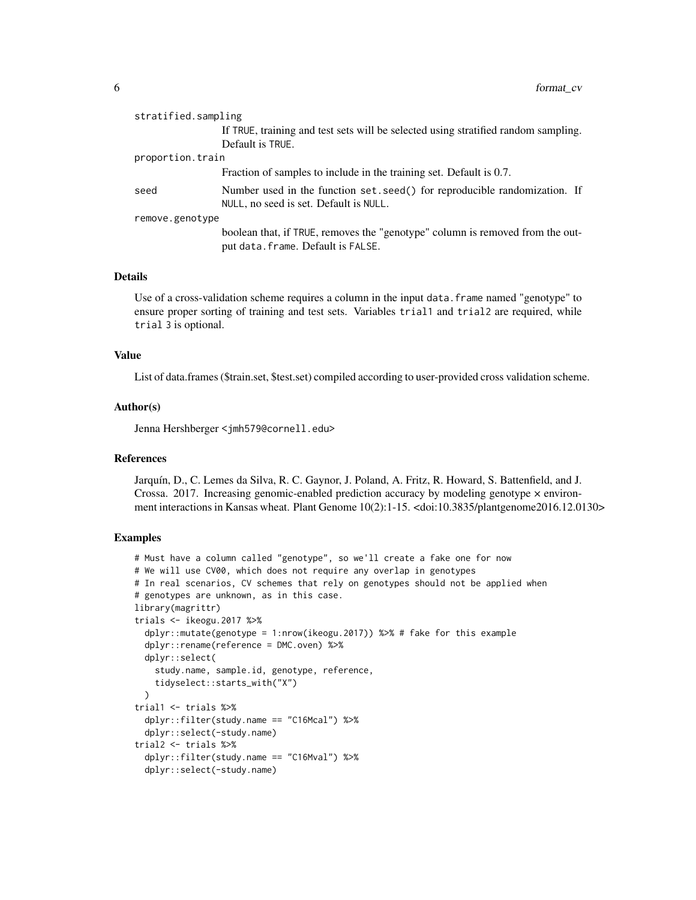`stratified.sampling`
: If TRUE, training and test sets will be selected using stratified random sampling. Default is TRUE.

`proportion.train`
: Fraction of samples to include in the training set. Default is 0.7.

`seed`
: Number used in the function set.seed() for reproducible randomization. If NULL, no seed is set. Default is NULL.

`remove.genotype`
: boolean that, if TRUE, removes the "genotype" column is removed from the output data.frame. Default is FALSE.

### Details

Use of a cross-validation scheme requires a column in the input data.frame named "genotype" to ensure proper sorting of training and test sets. Variables trial1 and trial2 are required, while trial 3 is optional.

### Value

List of data.frames ($train.set, $test.set) compiled according to user-provided cross validation scheme.

### Author(s)

Jenna Hershberger <jmh579@cornell.edu>

### References

Jarquín, D., C. Lemes da Silva, R. C. Gaynor, J. Poland, A. Fritz, R. Howard, S. Battenfield, and J. Crossa. 2017. Increasing genomic-enabled prediction accuracy by modeling genotype × environment interactions in Kansas wheat. Plant Genome 10(2):1-15. <doi:10.3835/plantgenome2016.12.0130>

### Examples

```
# Must have a column called "genotype", so we'll create a fake one for now
# We will use CV00, which does not require any overlap in genotypes
# In real scenarios, CV schemes that rely on genotypes should not be applied when
# genotypes are unknown, as in this case.
library(magrittr)
trials <- ikeogu.2017 %>%
  dplyr::mutate(genotype = 1:nrow(ikeogu.2017)) %>% # fake for this example
  dplyr::rename(reference = DMC.oven) %>%
  dplyr::select(
    study.name, sample.id, genotype, reference,
    tidyselect::starts_with("X")
  )
trial1 <- trials %>%
  dplyr::filter(study.name == "C16Mcal") %>%
  dplyr::select(-study.name)
trial2 <- trials %>%
  dplyr::filter(study.name == "C16Mval") %>%
  dplyr::select(-study.name)
```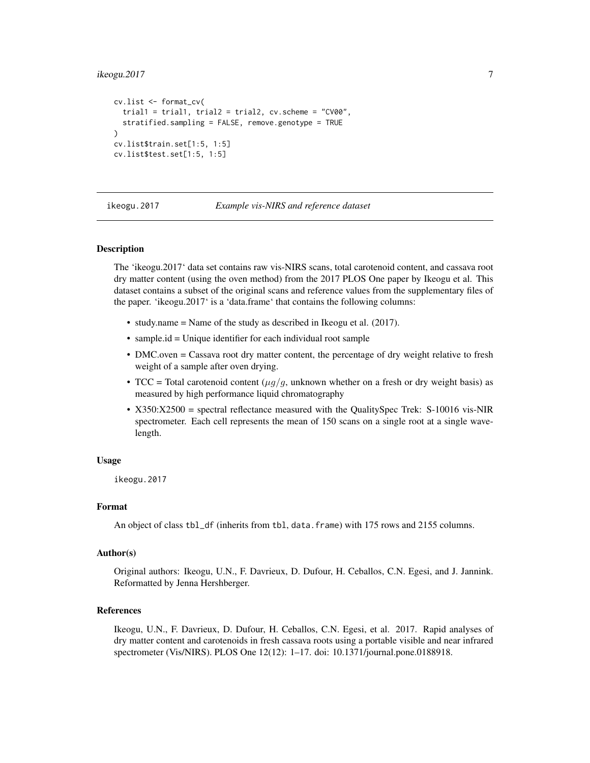```
cv.list <- format_cv(
  trial1 = trial1, trial2 = trial2, cv.scheme = "CV00",
  stratified.sampling = FALSE, remove.genotype = TRUE
)
cv.list$train.set[1:5, 1:5]
cv.list$test.set[1:5, 1:5]
```

## ikeogu.2017 — *Example vis-NIRS and reference dataset*

### Description

The 'ikeogu.2017' data set contains raw vis-NIRS scans, total carotenoid content, and cassava root dry matter content (using the oven method) from the 2017 PLOS One paper by Ikeogu et al. This dataset contains a subset of the original scans and reference values from the supplementary files of the paper. 'ikeogu.2017' is a 'data.frame' that contains the following columns:

- study.name = Name of the study as described in Ikeogu et al. (2017).
- sample.id = Unique identifier for each individual root sample
- DMC.oven = Cassava root dry matter content, the percentage of dry weight relative to fresh weight of a sample after oven drying.
- TCC = Total carotenoid content ($\mu g/g$, unknown whether on a fresh or dry weight basis) as measured by high performance liquid chromatography
- X350:X2500 = spectral reflectance measured with the QualitySpec Trek: S-10016 vis-NIR spectrometer. Each cell represents the mean of 150 scans on a single root at a single wavelength.

### Usage

```
ikeogu.2017
```

### Format

An object of class `tbl_df` (inherits from `tbl`, `data.frame`) with 175 rows and 2155 columns.

### Author(s)

Original authors: Ikeogu, U.N., F. Davrieux, D. Dufour, H. Ceballos, C.N. Egesi, and J. Jannink. Reformatted by Jenna Hershberger.

### References

Ikeogu, U.N., F. Davrieux, D. Dufour, H. Ceballos, C.N. Egesi, et al. 2017. Rapid analyses of dry matter content and carotenoids in fresh cassava roots using a portable visible and near infrared spectrometer (Vis/NIRS). PLOS One 12(12): 1–17. doi: 10.1371/journal.pone.0188918.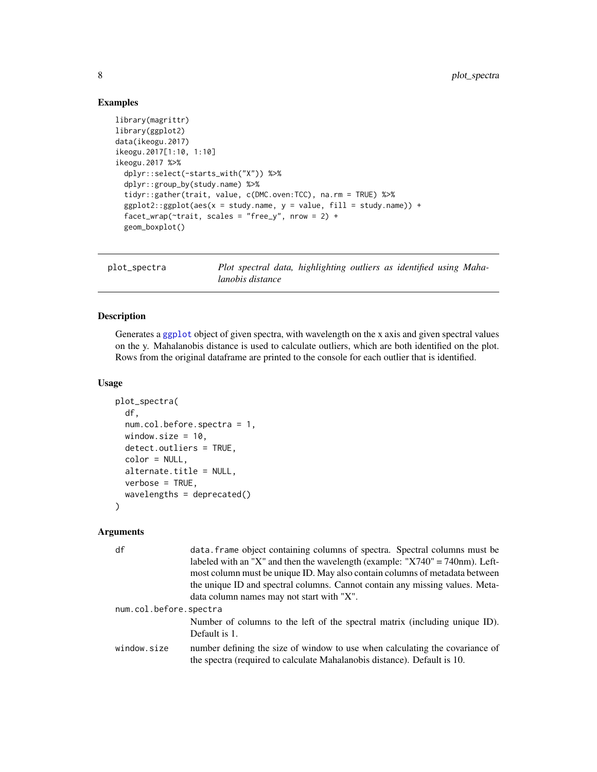## Examples

```
library(magrittr)
library(ggplot2)
data(ikeogu.2017)
ikeogu.2017[1:10, 1:10]
ikeogu.2017 %>%
  dplyr::select(-starts_with("X")) %>%
  dplyr::group_by(study.name) %>%
  tidyr::gather(trait, value, c(DMC.oven:TCC), na.rm = TRUE) %>%
  ggplot2::ggplot(aes(x = study.name, y = value, fill = study.name)) +
  facet_wrap(~trait, scales = "free_y", nrow = 2) +
  geom_boxplot()
```

---

# plot_spectra

*Plot spectral data, highlighting outliers as identified using Mahalanobis distance*

---

## Description

Generates a ggplot object of given spectra, with wavelength on the x axis and given spectral values on the y. Mahalanobis distance is used to calculate outliers, which are both identified on the plot. Rows from the original dataframe are printed to the console for each outlier that is identified.

## Usage

```
plot_spectra(
  df,
  num.col.before.spectra = 1,
  window.size = 10,
  detect.outliers = TRUE,
  color = NULL,
  alternate.title = NULL,
  verbose = TRUE,
  wavelengths = deprecated()
)
```

## Arguments

`df` — data.frame object containing columns of spectra. Spectral columns must be labeled with an "X" and then the wavelength (example: "X740" = 740nm). Left-most column must be unique ID. May also contain columns of metadata between the unique ID and spectral columns. Cannot contain any missing values. Metadata column names may not start with "X".

`num.col.before.spectra` — Number of columns to the left of the spectral matrix (including unique ID). Default is 1.

`window.size` — number defining the size of window to use when calculating the covariance of the spectra (required to calculate Mahalanobis distance). Default is 10.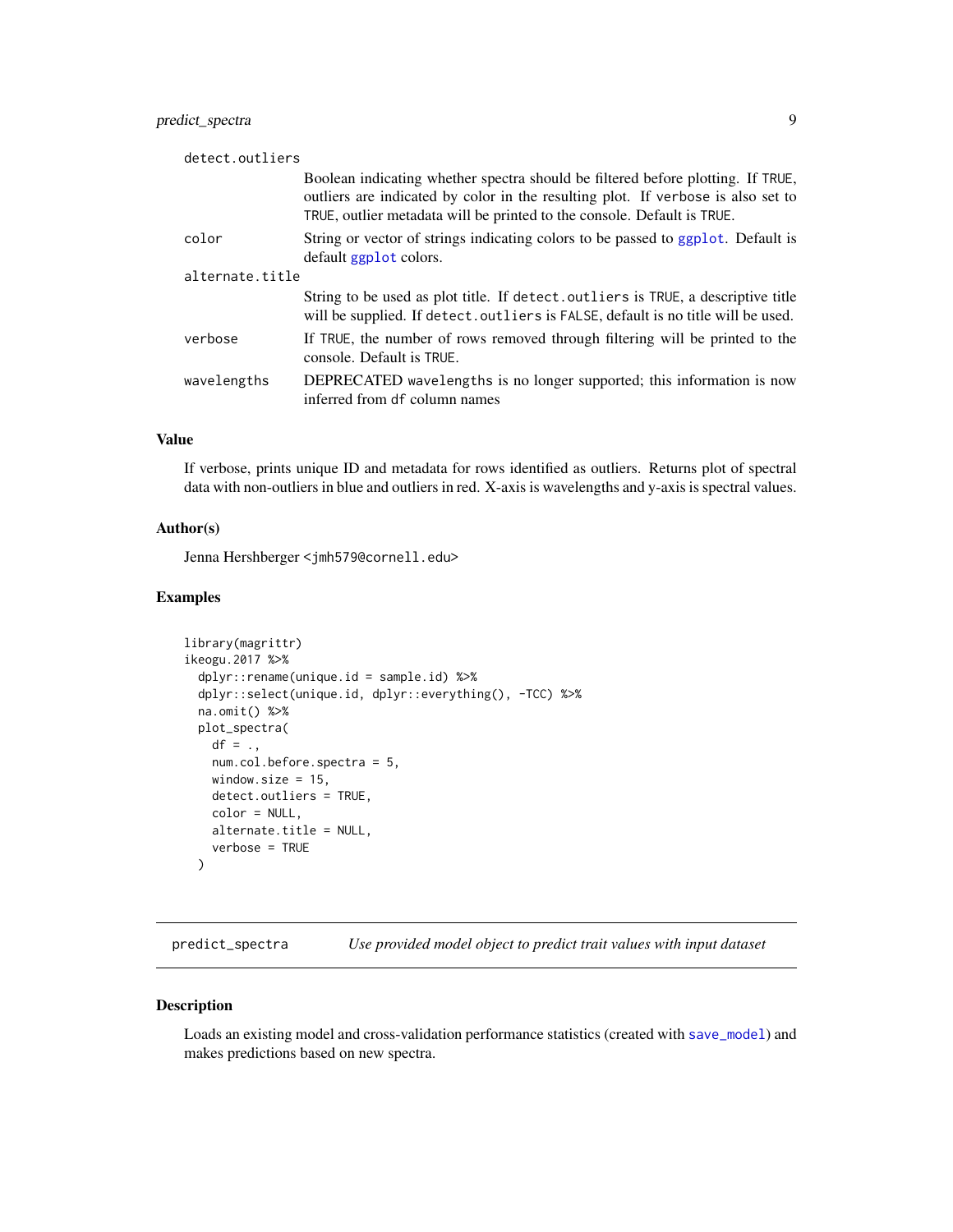`detect.outliers`
: Boolean indicating whether spectra should be filtered before plotting. If `TRUE`, outliers are indicated by color in the resulting plot. If `verbose` is also set to `TRUE`, outlier metadata will be printed to the console. Default is `TRUE`.

`color`
: String or vector of strings indicating colors to be passed to `ggplot`. Default is default `ggplot` colors.

`alternate.title`
: String to be used as plot title. If `detect.outliers` is `TRUE`, a descriptive title will be supplied. If `detect.outliers` is `FALSE`, default is no title will be used.

`verbose`
: If `TRUE`, the number of rows removed through filtering will be printed to the console. Default is `TRUE`.

`wavelengths`
: DEPRECATED `wavelengths` is no longer supported; this information is now inferred from `df` column names

### Value

If verbose, prints unique ID and metadata for rows identified as outliers. Returns plot of spectral data with non-outliers in blue and outliers in red. X-axis is wavelengths and y-axis is spectral values.

### Author(s)

Jenna Hershberger <jmh579@cornell.edu>

### Examples

```
library(magrittr)
ikeogu.2017 %>%
  dplyr::rename(unique.id = sample.id) %>%
  dplyr::select(unique.id, dplyr::everything(), -TCC) %>%
  na.omit() %>%
  plot_spectra(
    df = .,
    num.col.before.spectra = 5,
    window.size = 15,
    detect.outliers = TRUE,
    color = NULL,
    alternate.title = NULL,
    verbose = TRUE
  )
```

---

## predict_spectra — *Use provided model object to predict trait values with input dataset*

### Description

Loads an existing model and cross-validation performance statistics (created with `save_model`) and makes predictions based on new spectra.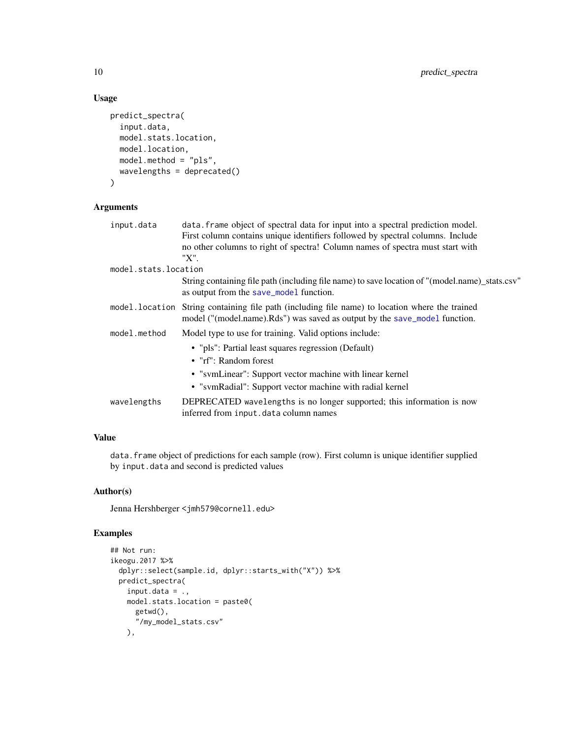### Usage

```
predict_spectra(
  input.data,
  model.stats.location,
  model.location,
  model.method = "pls",
  wavelengths = deprecated()
)
```

### Arguments

`input.data` — `data.frame` object of spectral data for input into a spectral prediction model. First column contains unique identifiers followed by spectral columns. Include no other columns to right of spectra! Column names of spectra must start with "X".

`model.stats.location` — String containing file path (including file name) to save location of "(model.name)_stats.csv" as output from the `save_model` function.

`model.location` — String containing file path (including file name) to location where the trained model ("(model.name).Rds") was saved as output by the `save_model` function.

`model.method` — Model type to use for training. Valid options include:

- "pls": Partial least squares regression (Default)
- "rf": Random forest
- "svmLinear": Support vector machine with linear kernel
- "svmRadial": Support vector machine with radial kernel

`wavelengths` — DEPRECATED `wavelengths` is no longer supported; this information is now inferred from `input.data` column names

### Value

`data.frame` object of predictions for each sample (row). First column is unique identifier supplied by `input.data` and second is predicted values

### Author(s)

Jenna Hershberger <jmh579@cornell.edu>

### Examples

```
## Not run:
ikeogu.2017 %>%
  dplyr::select(sample.id, dplyr::starts_with("X")) %>%
  predict_spectra(
    input.data = .,
    model.stats.location = paste0(
      getwd(),
      "/my_model_stats.csv"
    ),
```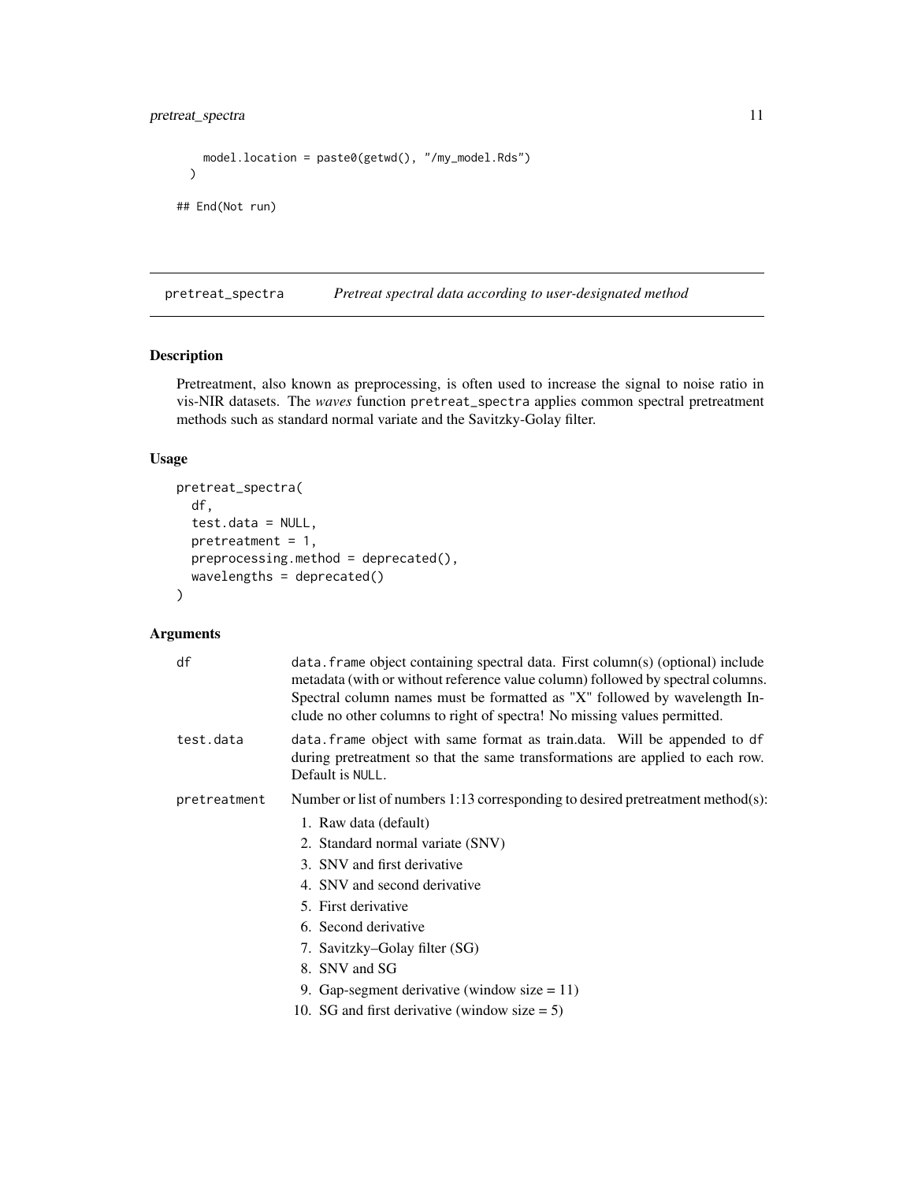```
    model.location = paste0(getwd(), "/my_model.Rds")
  )

## End(Not run)
```

## pretreat_spectra — *Pretreat spectral data according to user-designated method*

### Description

Pretreatment, also known as preprocessing, is often used to increase the signal to noise ratio in vis-NIR datasets. The *waves* function `pretreat_spectra` applies common spectral pretreatment methods such as standard normal variate and the Savitzky-Golay filter.

### Usage

```
pretreat_spectra(
  df,
  test.data = NULL,
  pretreatment = 1,
  preprocessing.method = deprecated(),
  wavelengths = deprecated()
)
```

### Arguments

`df` — `data.frame` object containing spectral data. First column(s) (optional) include metadata (with or without reference value column) followed by spectral columns. Spectral column names must be formatted as "X" followed by wavelength Include no other columns to right of spectra! No missing values permitted.

`test.data` — `data.frame` object with same format as train.data. Will be appended to `df` during pretreatment so that the same transformations are applied to each row. Default is `NULL`.

`pretreatment` — Number or list of numbers 1:13 corresponding to desired pretreatment method(s):

1. Raw data (default)
2. Standard normal variate (SNV)
3. SNV and first derivative
4. SNV and second derivative
5. First derivative
6. Second derivative
7. Savitzky–Golay filter (SG)
8. SNV and SG
9. Gap-segment derivative (window size = 11)
10. SG and first derivative (window size = 5)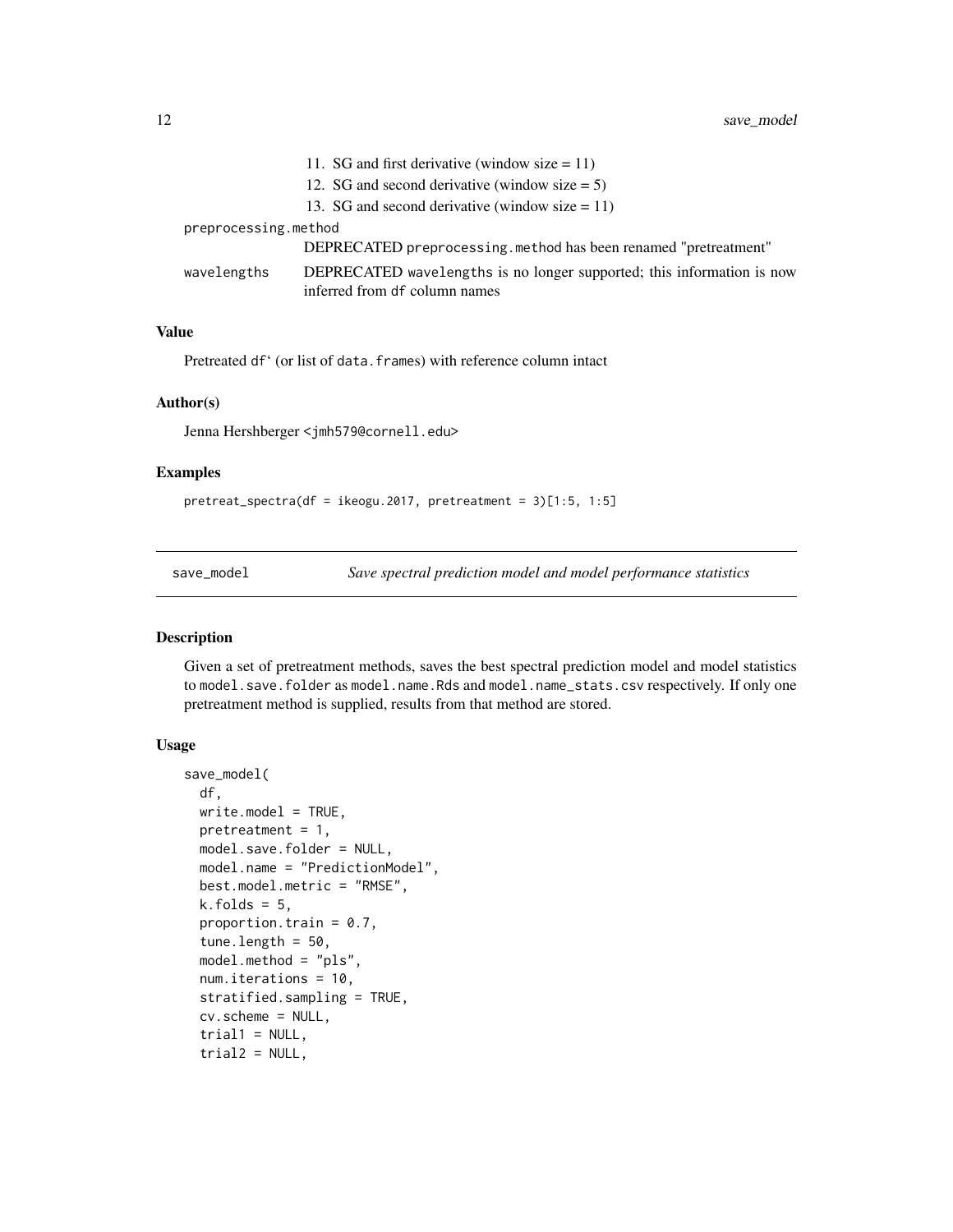11. SG and first derivative (window size = 11)
12. SG and second derivative (window size = 5)
13. SG and second derivative (window size = 11)

preprocessing.method
: DEPRECATED `preprocessing.method` has been renamed "pretreatment"

wavelengths
: DEPRECATED `wavelengths` is no longer supported; this information is now inferred from `df` column names

### Value

Pretreated df` (or list of `data.frames`) with reference column intact

### Author(s)

Jenna Hershberger <jmh579@cornell.edu>

### Examples

```
pretreat_spectra(df = ikeogu.2017, pretreatment = 3)[1:5, 1:5]
```

## save_model — *Save spectral prediction model and model performance statistics*

### Description

Given a set of pretreatment methods, saves the best spectral prediction model and model statistics to `model.save.folder` as `model.name.Rds` and `model.name_stats.csv` respectively. If only one pretreatment method is supplied, results from that method are stored.

### Usage

```
save_model(
  df,
  write.model = TRUE,
  pretreatment = 1,
  model.save.folder = NULL,
  model.name = "PredictionModel",
  best.model.metric = "RMSE",
  k.folds = 5,
  proportion.train = 0.7,
  tune.length = 50,
  model.method = "pls",
  num.iterations = 10,
  stratified.sampling = TRUE,
  cv.scheme = NULL,
  trial1 = NULL,
  trial2 = NULL,
```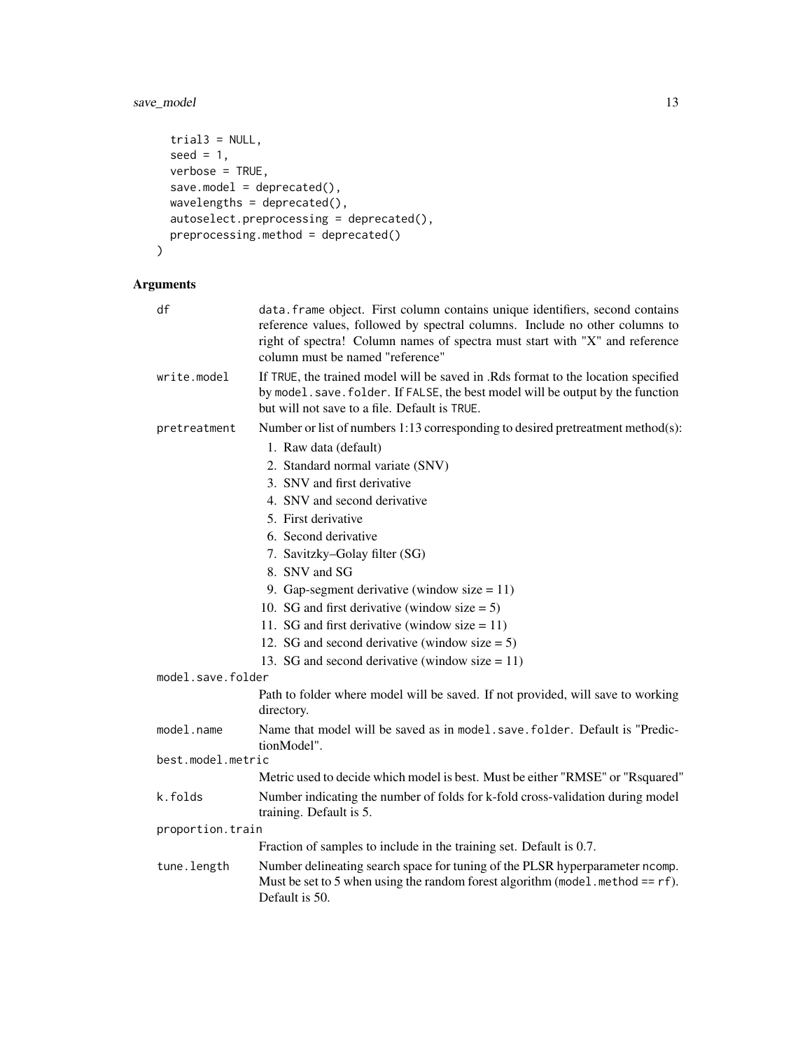```
  trial3 = NULL,
  seed = 1,
  verbose = TRUE,
  save.model = deprecated(),
  wavelengths = deprecated(),
  autoselect.preprocessing = deprecated(),
  preprocessing.method = deprecated()
)
```

## Arguments

| Argument | Description |
| --- | --- |
| `df` | `data.frame` object. First column contains unique identifiers, second contains reference values, followed by spectral columns. Include no other columns to right of spectra! Column names of spectra must start with "X" and reference column must be named "reference" |
| `write.model` | If `TRUE`, the trained model will be saved in .Rds format to the location specified by `model.save.folder`. If `FALSE`, the best model will be output by the function but will not save to a file. Default is `TRUE`. |
| `pretreatment` | Number or list of numbers 1:13 corresponding to desired pretreatment method(s): 1. Raw data (default) 2. Standard normal variate (SNV) 3. SNV and first derivative 4. SNV and second derivative 5. First derivative 6. Second derivative 7. Savitzky–Golay filter (SG) 8. SNV and SG 9. Gap-segment derivative (window size = 11) 10. SG and first derivative (window size = 5) 11. SG and first derivative (window size = 11) 12. SG and second derivative (window size = 5) 13. SG and second derivative (window size = 11) |
| `model.save.folder` | Path to folder where model will be saved. If not provided, will save to working directory. |
| `model.name` | Name that model will be saved as in `model.save.folder`. Default is "PredictionModel". |
| `best.model.metric` | Metric used to decide which model is best. Must be either "RMSE" or "Rsquared" |
| `k.folds` | Number indicating the number of folds for k-fold cross-validation during model training. Default is 5. |
| `proportion.train` | Fraction of samples to include in the training set. Default is 0.7. |
| `tune.length` | Number delineating search space for tuning of the PLSR hyperparameter `ncomp`. Must be set to 5 when using the random forest algorithm (`model.method == rf`). Default is 50. |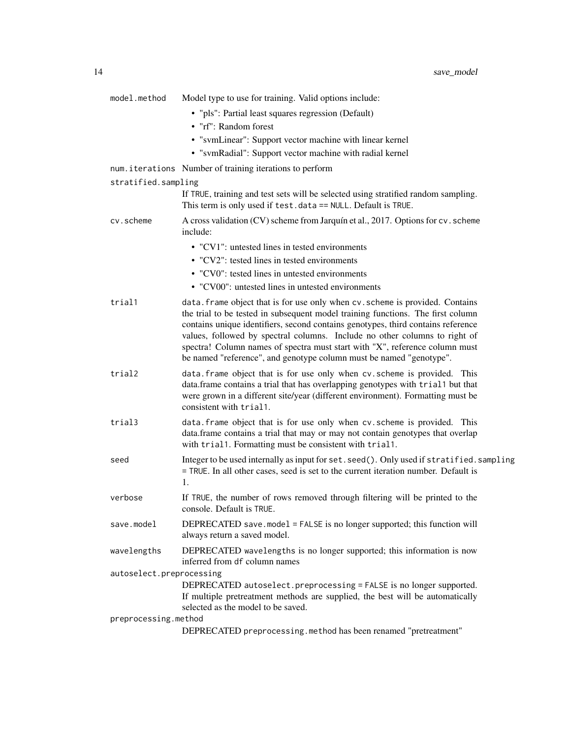| | |
|---|---|
| `model.method` | Model type to use for training. Valid options include:<br>• "pls": Partial least squares regression (Default)<br>• "rf": Random forest<br>• "svmLinear": Support vector machine with linear kernel<br>• "svmRadial": Support vector machine with radial kernel |
| `num.iterations` | Number of training iterations to perform |
| `stratified.sampling` | If `TRUE`, training and test sets will be selected using stratified random sampling. This term is only used if `test.data == NULL`. Default is `TRUE`. |
| `cv.scheme` | A cross validation (CV) scheme from Jarquín et al., 2017. Options for `cv.scheme` include:<br>• "CV1": untested lines in tested environments<br>• "CV2": tested lines in tested environments<br>• "CV0": tested lines in untested environments<br>• "CV00": untested lines in untested environments |
| `trial1` | `data.frame` object that is for use only when `cv.scheme` is provided. Contains the trial to be tested in subsequent model training functions. The first column contains unique identifiers, second contains genotypes, third contains reference values, followed by spectral columns. Include no other columns to right of spectra! Column names of spectra must start with "X", reference column must be named "reference", and genotype column must be named "genotype". |
| `trial2` | `data.frame` object that is for use only when `cv.scheme` is provided. This data.frame contains a trial that has overlapping genotypes with `trial1` but that were grown in a different site/year (different environment). Formatting must be consistent with `trial1`. |
| `trial3` | `data.frame` object that is for use only when `cv.scheme` is provided. This data.frame contains a trial that may or may not contain genotypes that overlap with `trial1`. Formatting must be consistent with `trial1`. |
| `seed` | Integer to be used internally as input for `set.seed()`. Only used if `stratified.sampling = TRUE`. In all other cases, seed is set to the current iteration number. Default is 1. |
| `verbose` | If `TRUE`, the number of rows removed through filtering will be printed to the console. Default is `TRUE`. |
| `save.model` | DEPRECATED `save.model = FALSE` is no longer supported; this function will always return a saved model. |
| `wavelengths` | DEPRECATED `wavelengths` is no longer supported; this information is now inferred from `df` column names |
| `autoselect.preprocessing` | DEPRECATED `autoselect.preprocessing = FALSE` is no longer supported. If multiple pretreatment methods are supplied, the best will be automatically selected as the model to be saved. |
| `preprocessing.method` | DEPRECATED `preprocessing.method` has been renamed "pretreatment" |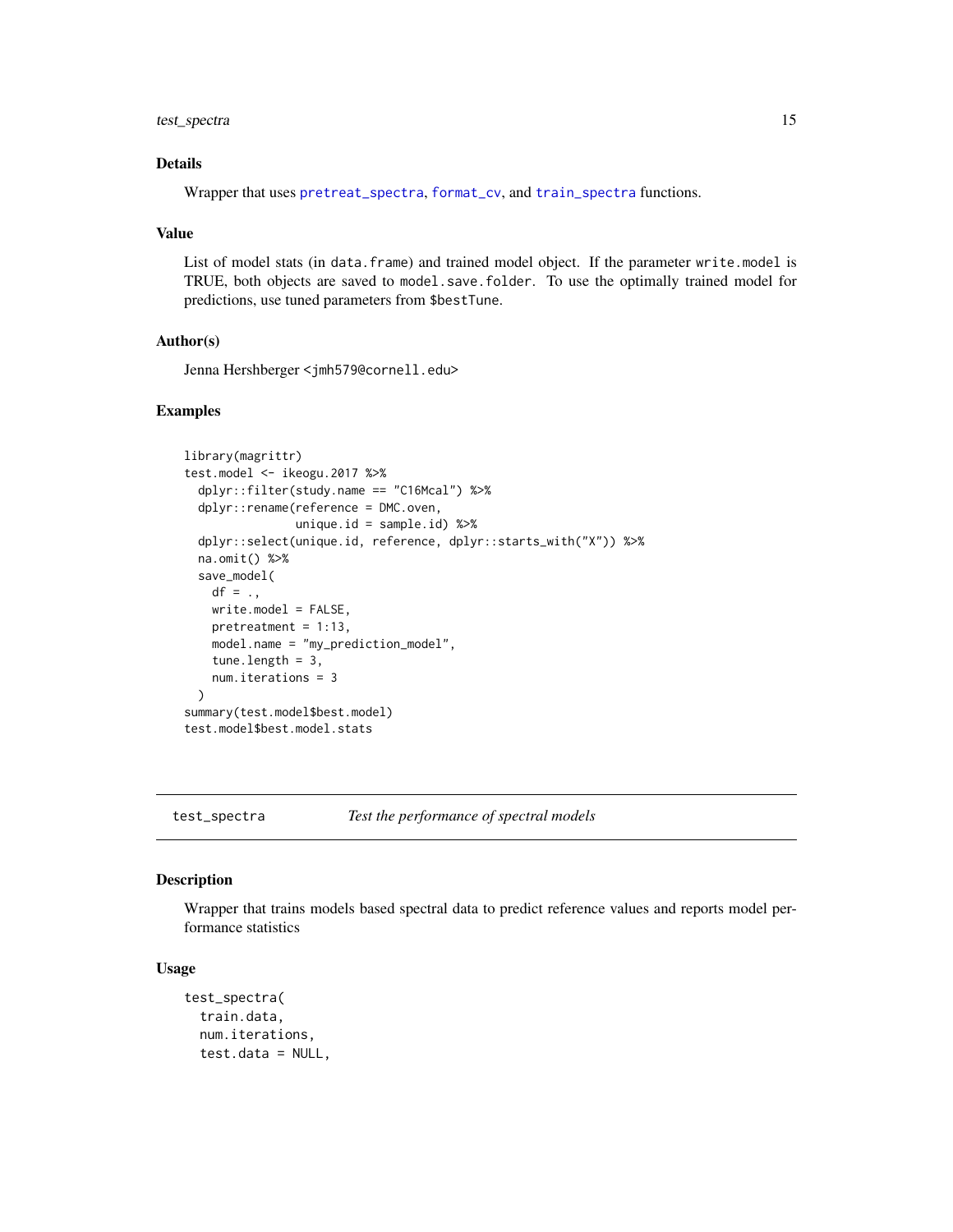### Details

Wrapper that uses pretreat_spectra, format_cv, and train_spectra functions.

### Value

List of model stats (in data.frame) and trained model object. If the parameter write.model is TRUE, both objects are saved to model.save.folder. To use the optimally trained model for predictions, use tuned parameters from $bestTune.

### Author(s)

Jenna Hershberger <jmh579@cornell.edu>

### Examples

```
library(magrittr)
test.model <- ikeogu.2017 %>%
  dplyr::filter(study.name == "C16Mcal") %>%
  dplyr::rename(reference = DMC.oven,
                unique.id = sample.id) %>%
  dplyr::select(unique.id, reference, dplyr::starts_with("X")) %>%
  na.omit() %>%
  save_model(
    df = .,
    write.model = FALSE,
    pretreatment = 1:13,
    model.name = "my_prediction_model",
    tune.length = 3,
    num.iterations = 3
  )
summary(test.model$best.model)
test.model$best.model.stats
```

---

## test_spectra — *Test the performance of spectral models*

### Description

Wrapper that trains models based spectral data to predict reference values and reports model performance statistics

### Usage

```
test_spectra(
  train.data,
  num.iterations,
  test.data = NULL,
```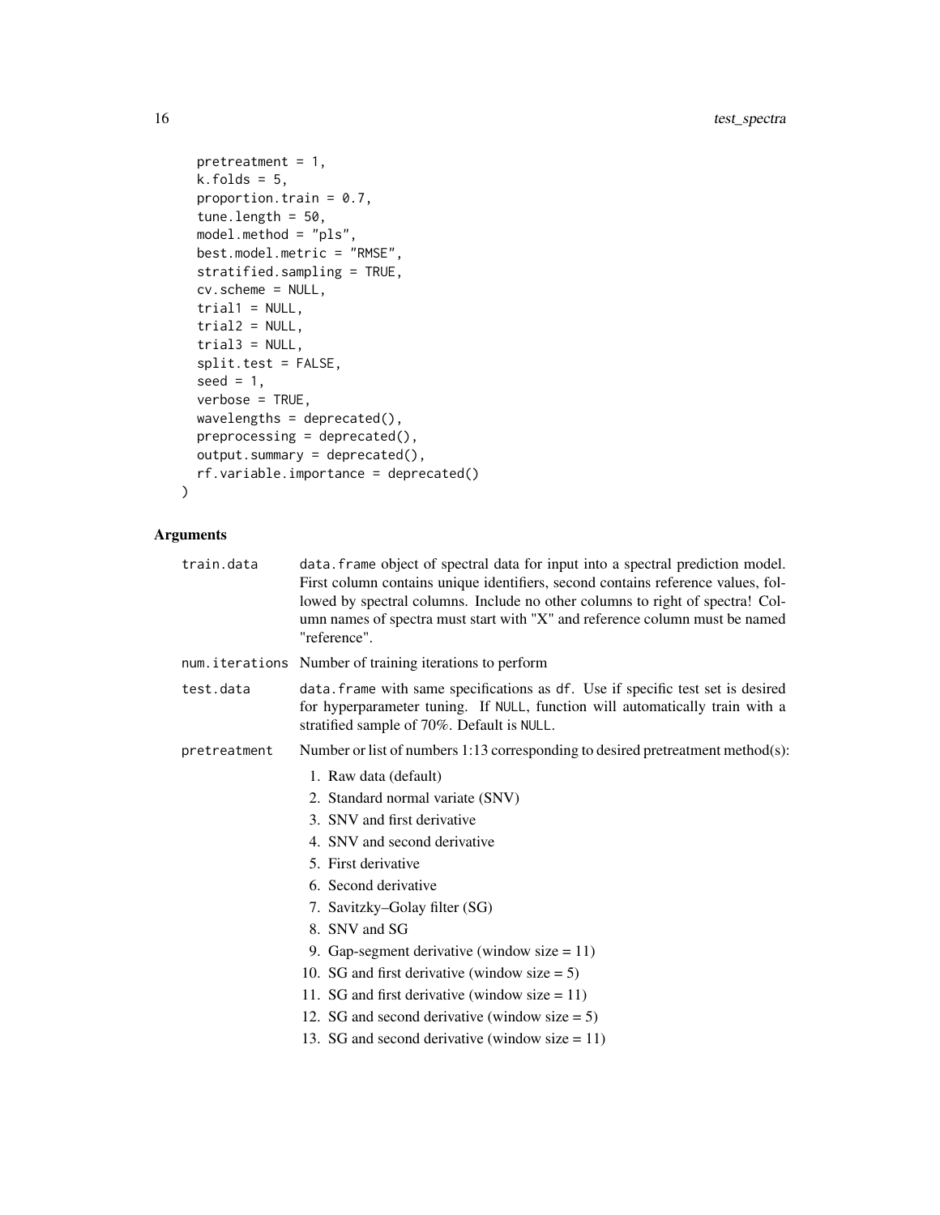```
  pretreatment = 1,
  k.folds = 5,
  proportion.train = 0.7,
  tune.length = 50,
  model.method = "pls",
  best.model.metric = "RMSE",
  stratified.sampling = TRUE,
  cv.scheme = NULL,
  trial1 = NULL,
  trial2 = NULL,
  trial3 = NULL,
  split.test = FALSE,
  seed = 1,
  verbose = TRUE,
  wavelengths = deprecated(),
  preprocessing = deprecated(),
  output.summary = deprecated(),
  rf.variable.importance = deprecated()
)
```

## Arguments

| | |
|---|---|
| train.data | data.frame object of spectral data for input into a spectral prediction model. First column contains unique identifiers, second contains reference values, followed by spectral columns. Include no other columns to right of spectra! Column names of spectra must start with "X" and reference column must be named "reference". |
| num.iterations | Number of training iterations to perform |
| test.data | data.frame with same specifications as df. Use if specific test set is desired for hyperparameter tuning. If NULL, function will automatically train with a stratified sample of 70%. Default is NULL. |
| pretreatment | Number or list of numbers 1:13 corresponding to desired pretreatment method(s): |

1. Raw data (default)
2. Standard normal variate (SNV)
3. SNV and first derivative
4. SNV and second derivative
5. First derivative
6. Second derivative
7. Savitzky–Golay filter (SG)
8. SNV and SG
9. Gap-segment derivative (window size = 11)
10. SG and first derivative (window size = 5)
11. SG and first derivative (window size = 11)
12. SG and second derivative (window size = 5)
13. SG and second derivative (window size = 11)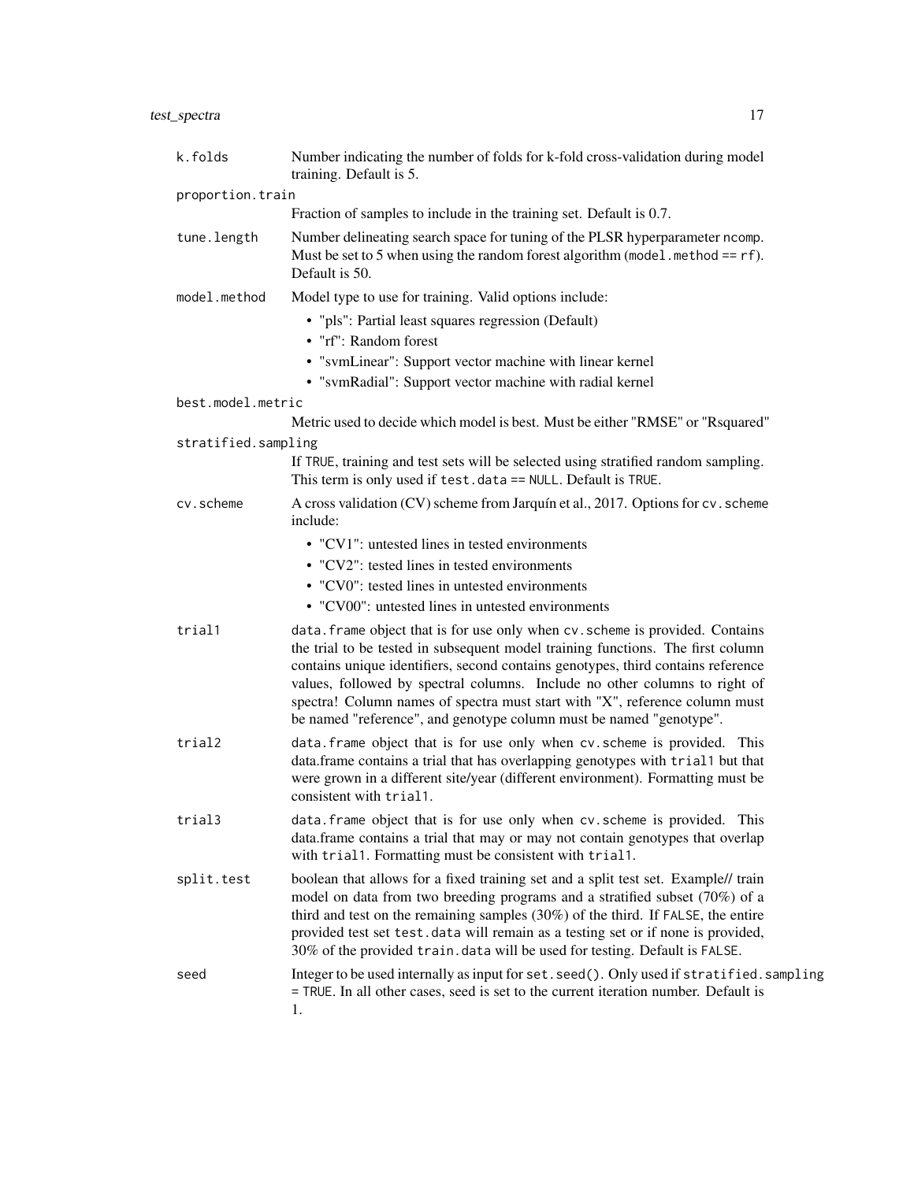`k.folds`
: Number indicating the number of folds for k-fold cross-validation during model training. Default is 5.

`proportion.train`
: Fraction of samples to include in the training set. Default is 0.7.

`tune.length`
: Number delineating search space for tuning of the PLSR hyperparameter `ncomp`. Must be set to 5 when using the random forest algorithm (`model.method == rf`). Default is 50.

`model.method`
: Model type to use for training. Valid options include:
  - "pls": Partial least squares regression (Default)
  - "rf": Random forest
  - "svmLinear": Support vector machine with linear kernel
  - "svmRadial": Support vector machine with radial kernel

`best.model.metric`
: Metric used to decide which model is best. Must be either "RMSE" or "Rsquared"

`stratified.sampling`
: If `TRUE`, training and test sets will be selected using stratified random sampling. This term is only used if `test.data == NULL`. Default is `TRUE`.

`cv.scheme`
: A cross validation (CV) scheme from Jarquín et al., 2017. Options for `cv.scheme` include:
  - "CV1": untested lines in tested environments
  - "CV2": tested lines in tested environments
  - "CV0": tested lines in untested environments
  - "CV00": untested lines in untested environments

`trial1`
: `data.frame` object that is for use only when `cv.scheme` is provided. Contains the trial to be tested in subsequent model training functions. The first column contains unique identifiers, second contains genotypes, third contains reference values, followed by spectral columns. Include no other columns to right of spectra! Column names of spectra must start with "X", reference column must be named "reference", and genotype column must be named "genotype".

`trial2`
: `data.frame` object that is for use only when `cv.scheme` is provided. This data.frame contains a trial that has overlapping genotypes with `trial1` but that were grown in a different site/year (different environment). Formatting must be consistent with `trial1`.

`trial3`
: `data.frame` object that is for use only when `cv.scheme` is provided. This data.frame contains a trial that may or may not contain genotypes that overlap with `trial1`. Formatting must be consistent with `trial1`.

`split.test`
: boolean that allows for a fixed training set and a split test set. Example// train model on data from two breeding programs and a stratified subset (70%) of a third and test on the remaining samples (30%) of the third. If `FALSE`, the entire provided test set `test.data` will remain as a testing set or if none is provided, 30% of the provided `train.data` will be used for testing. Default is `FALSE`.

`seed`
: Integer to be used internally as input for `set.seed()`. Only used if `stratified.sampling = TRUE`. In all other cases, seed is set to the current iteration number. Default is 1.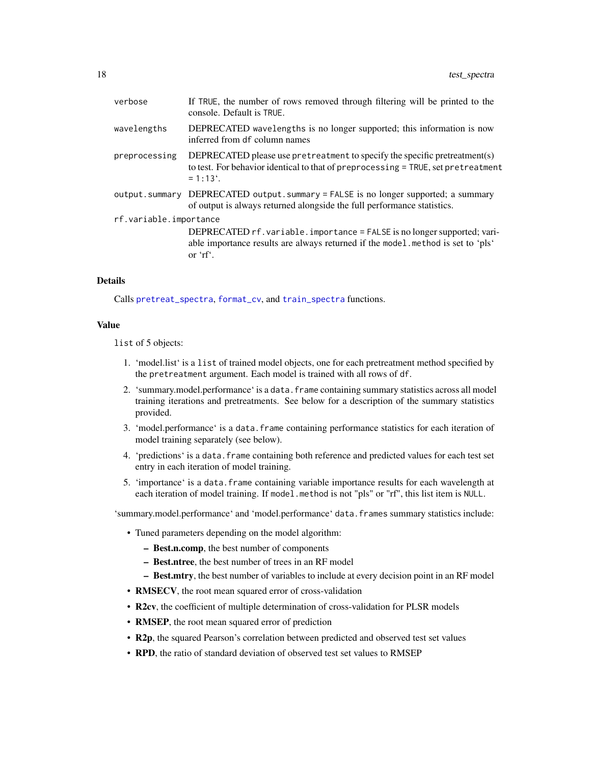| | |
|---|---|
| verbose | If TRUE, the number of rows removed through filtering will be printed to the console. Default is TRUE. |
| wavelengths | DEPRECATED wavelengths is no longer supported; this information is now inferred from df column names |
| preprocessing | DEPRECATED please use pretreatment to specify the specific pretreatment(s) to test. For behavior identical to that of preprocessing = TRUE, set pretreatment = 1:13‘. |
| output.summary | DEPRECATED output.summary = FALSE is no longer supported; a summary of output is always returned alongside the full performance statistics. |
| rf.variable.importance | DEPRECATED rf.variable.importance = FALSE is no longer supported; variable importance results are always returned if the model.method is set to ‘pls‘ or ‘rf‘. |

## Details

Calls pretreat_spectra, format_cv, and train_spectra functions.

## Value

list of 5 objects:

1. ‘model.list‘ is a list of trained model objects, one for each pretreatment method specified by the pretreatment argument. Each model is trained with all rows of df.
2. ‘summary.model.performance‘ is a data.frame containing summary statistics across all model training iterations and pretreatments. See below for a description of the summary statistics provided.
3. ‘model.performance‘ is a data.frame containing performance statistics for each iteration of model training separately (see below).
4. ‘predictions‘ is a data.frame containing both reference and predicted values for each test set entry in each iteration of model training.
5. ‘importance‘ is a data.frame containing variable importance results for each wavelength at each iteration of model training. If model.method is not "pls" or "rf", this list item is NULL.

‘summary.model.performance‘ and ‘model.performance‘ data.frames summary statistics include:

- Tuned parameters depending on the model algorithm:
  - **Best.n.comp**, the best number of components
  - **Best.ntree**, the best number of trees in an RF model
  - **Best.mtry**, the best number of variables to include at every decision point in an RF model
- **RMSECV**, the root mean squared error of cross-validation
- **R2cv**, the coefficient of multiple determination of cross-validation for PLSR models
- **RMSEP**, the root mean squared error of prediction
- **R2p**, the squared Pearson's correlation between predicted and observed test set values
- **RPD**, the ratio of standard deviation of observed test set values to RMSEP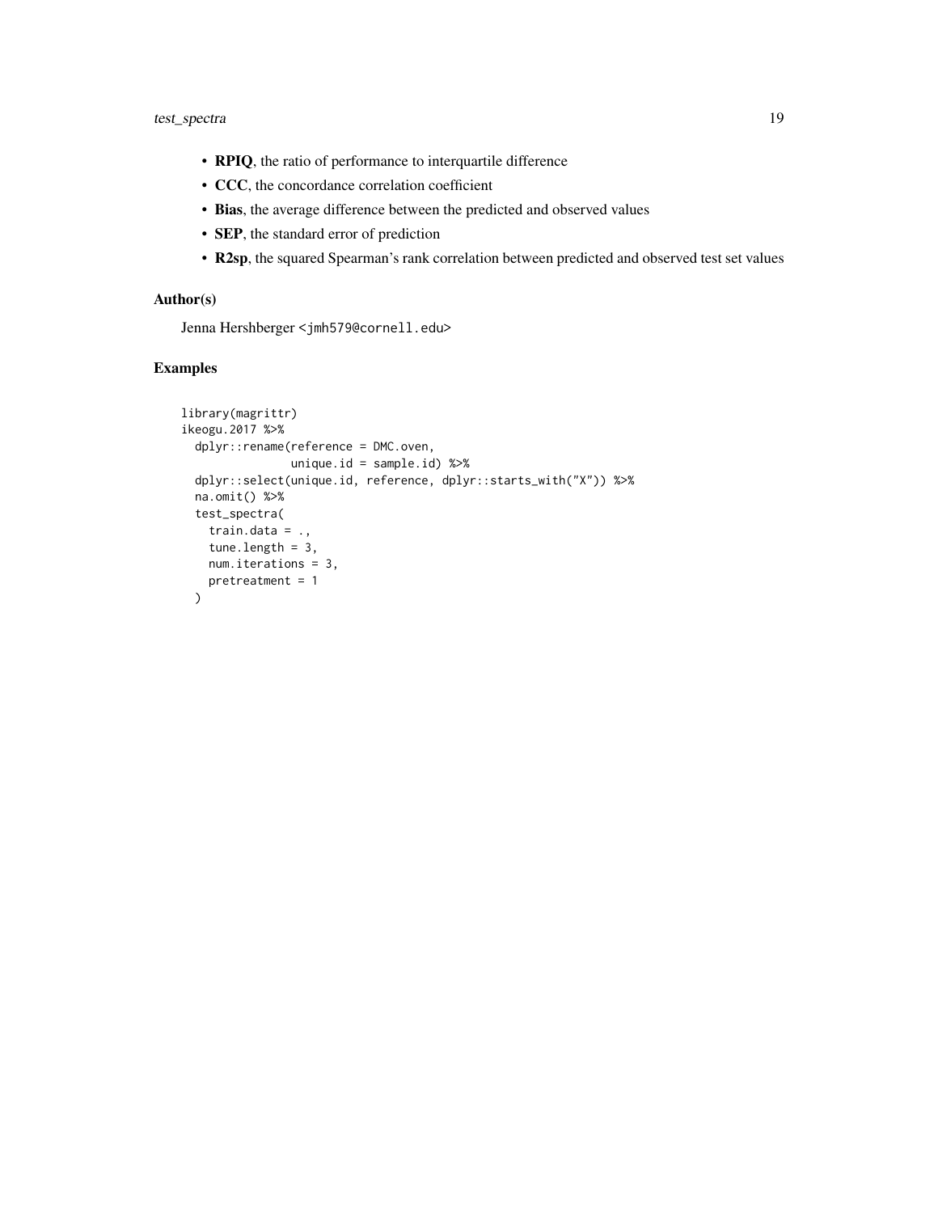- **RPIQ**, the ratio of performance to interquartile difference
- **CCC**, the concordance correlation coefficient
- **Bias**, the average difference between the predicted and observed values
- **SEP**, the standard error of prediction
- **R2sp**, the squared Spearman's rank correlation between predicted and observed test set values

## Author(s)

Jenna Hershberger <jmh579@cornell.edu>

## Examples

```
library(magrittr)
ikeogu.2017 %>%
  dplyr::rename(reference = DMC.oven,
                unique.id = sample.id) %>%
  dplyr::select(unique.id, reference, dplyr::starts_with("X")) %>%
  na.omit() %>%
  test_spectra(
    train.data = .,
    tune.length = 3,
    num.iterations = 3,
    pretreatment = 1
  )
```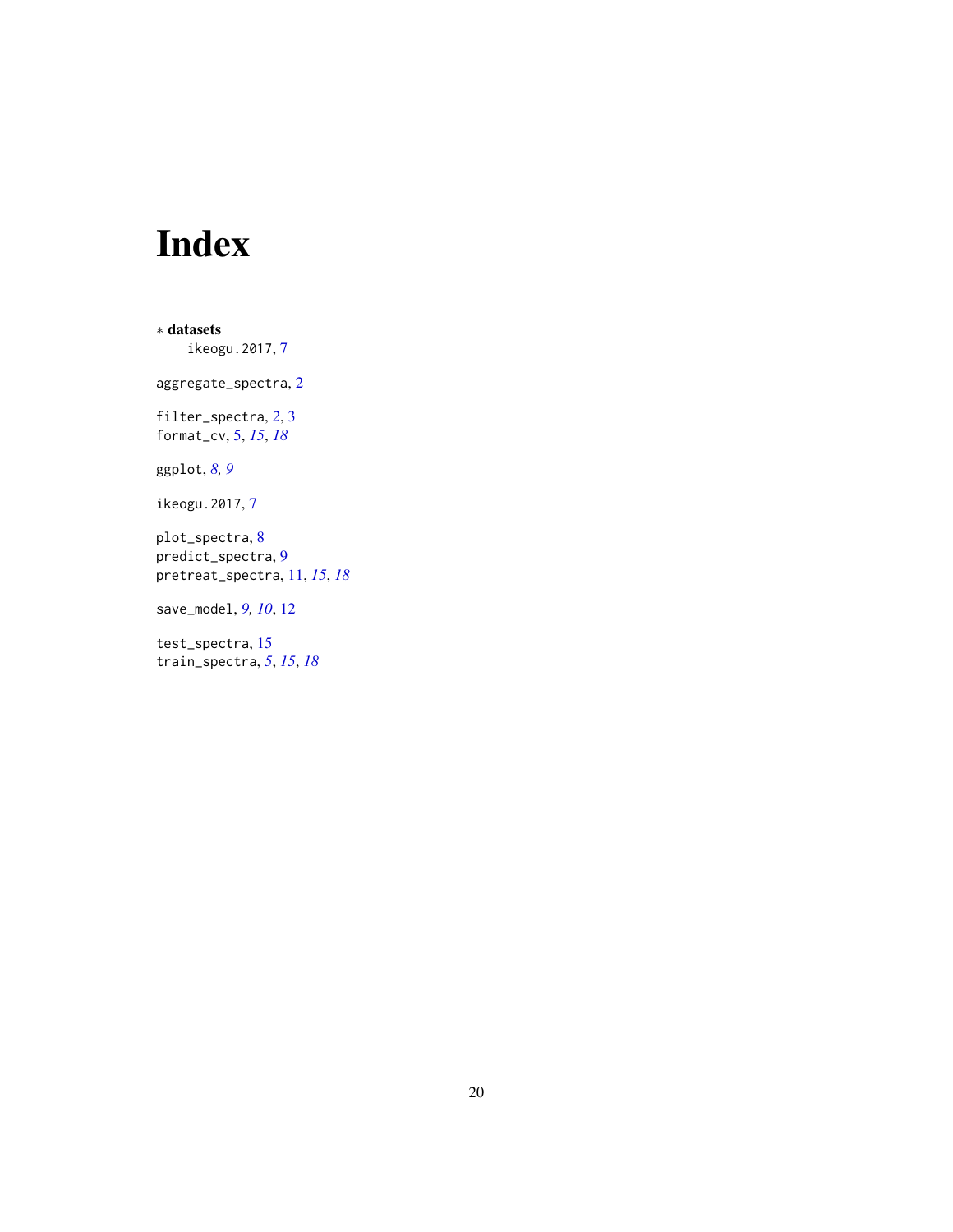# Index

∗ **datasets**
    ikeogu.2017, 7

aggregate_spectra, 2

filter_spectra, *2*, 3
format_cv, 5, *15*, *18*

ggplot, *8, 9*

ikeogu.2017, 7

plot_spectra, 8
predict_spectra, 9
pretreat_spectra, 11, *15*, *18*

save_model, *9, 10*, 12

test_spectra, 15
train_spectra, *5*, *15*, *18*